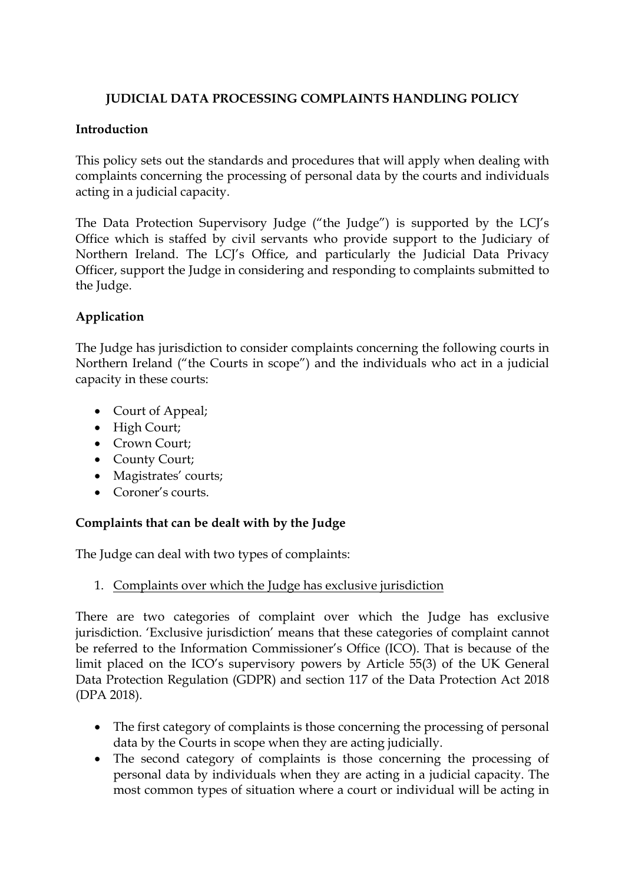# JUDICIAL DATA PROCESSING COMPLAINTS HANDLING POLICY

## Introduction

This policy sets out the standards and procedures that will apply when dealing with complaints concerning the processing of personal data by the courts and individuals acting in a judicial capacity.

The Data Protection Supervisory Judge ("the Judge") is supported by the LCJ's Office which is staffed by civil servants who provide support to the Judiciary of Northern Ireland. The LCJ's Office, and particularly the Judicial Data Privacy Officer, support the Judge in considering and responding to complaints submitted to the Judge.

## Application

The Judge has jurisdiction to consider complaints concerning the following courts in Northern Ireland ("the Courts in scope") and the individuals who act in a judicial capacity in these courts:

- Court of Appeal;
- High Court;
- Crown Court;
- County Court;
- Magistrates' courts;
- Coroner's courts.

## Complaints that can be dealt with by the Judge

The Judge can deal with two types of complaints:

1. Complaints over which the Judge has exclusive jurisdiction

There are two categories of complaint over which the Judge has exclusive jurisdiction. 'Exclusive jurisdiction' means that these categories of complaint cannot be referred to the Information Commissioner's Office (ICO). That is because of the limit placed on the ICO's supervisory powers by Article 55(3) of the UK General Data Protection Regulation (GDPR) and section 117 of the Data Protection Act 2018 (DPA 2018).

- The first category of complaints is those concerning the processing of personal data by the Courts in scope when they are acting judicially.
- The second category of complaints is those concerning the processing of personal data by individuals when they are acting in a judicial capacity. The most common types of situation where a court or individual will be acting in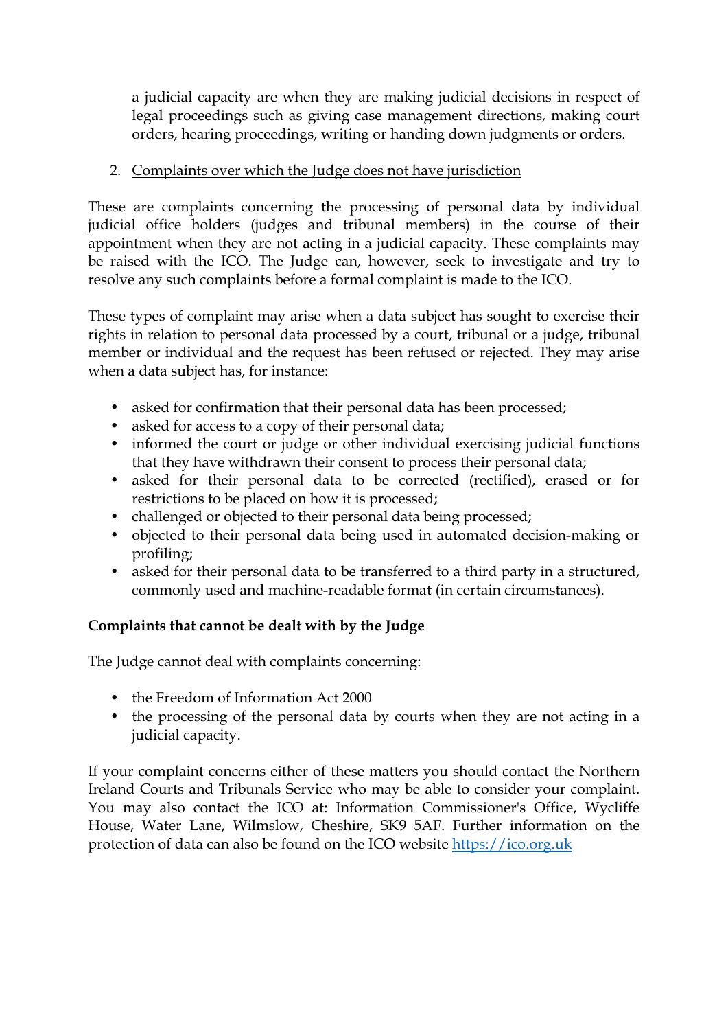a judicial capacity are when they are making judicial decisions in respect of legal proceedings such as giving case management directions, making court orders, hearing proceedings, writing or handing down judgments or orders.

2. <u>Complaints over which the Judge does not have jurisdiction</u>

These are complaints concerning the processing of personal data by individual judicial office holders (judges and tribunal members) in the course of their appointment when they are not acting in a judicial capacity. These complaints may be raised with the ICO. The Judge can, however, seek to investigate and try to resolve any such complaints before a formal complaint is made to the ICO.

These types of complaint may arise when a data subject has sought to exercise their rights in relation to personal data processed by a court, tribunal or a judge, tribunal member or individual and the request has been refused or rejected. They may arise when a data subject has, for instance:

- asked for confirmation that their personal data has been processed;
- asked for access to a copy of their personal data;
- informed the court or judge or other individual exercising judicial functions that they have withdrawn their consent to process their personal data;
- asked for their personal data to be corrected (rectified), erased or for restrictions to be placed on how it is processed;
- challenged or objected to their personal data being processed;
- objected to their personal data being used in automated decision-making or profiling;
- asked for their personal data to be transferred to a third party in a structured, commonly used and machine-readable format (in certain circumstances).

**Complaints that cannot be dealt with by the Judge**

The Judge cannot deal with complaints concerning:

- the Freedom of Information Act 2000
- the processing of the personal data by courts when they are not acting in a judicial capacity.

If your complaint concerns either of these matters you should contact the Northern Ireland Courts and Tribunals Service who may be able to consider your complaint. You may also contact the ICO at: Information Commissioner's Office, Wycliffe House, Water Lane, Wilmslow, Cheshire, SK9 5AF. Further information on the protection of data can also be found on the ICO website [https://ico.org.uk](https://ico.org.uk)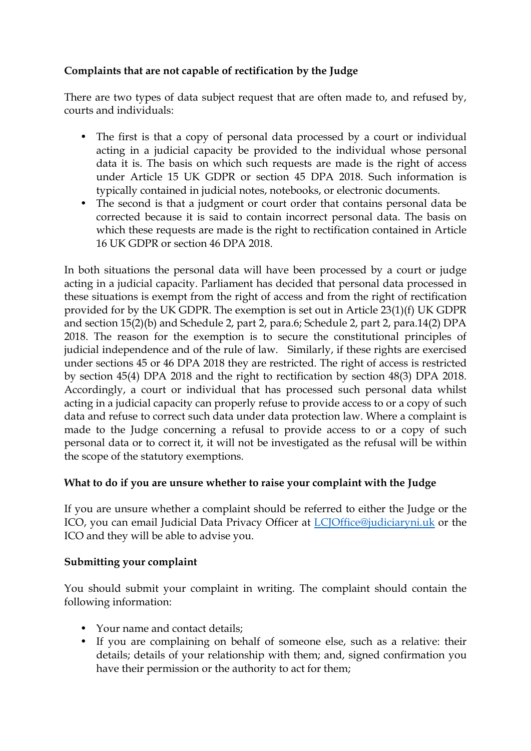**Complaints that are not capable of rectification by the Judge**

There are two types of data subject request that are often made to, and refused by, courts and individuals:

- The first is that a copy of personal data processed by a court or individual acting in a judicial capacity be provided to the individual whose personal data it is. The basis on which such requests are made is the right of access under Article 15 UK GDPR or section 45 DPA 2018. Such information is typically contained in judicial notes, notebooks, or electronic documents.
- The second is that a judgment or court order that contains personal data be corrected because it is said to contain incorrect personal data. The basis on which these requests are made is the right to rectification contained in Article 16 UK GDPR or section 46 DPA 2018.

In both situations the personal data will have been processed by a court or judge acting in a judicial capacity. Parliament has decided that personal data processed in these situations is exempt from the right of access and from the right of rectification provided for by the UK GDPR. The exemption is set out in Article 23(1)(f) UK GDPR and section 15(2)(b) and Schedule 2, part 2, para.6; Schedule 2, part 2, para.14(2) DPA 2018. The reason for the exemption is to secure the constitutional principles of judicial independence and of the rule of law. Similarly, if these rights are exercised under sections 45 or 46 DPA 2018 they are restricted. The right of access is restricted by section 45(4) DPA 2018 and the right to rectification by section 48(3) DPA 2018. Accordingly, a court or individual that has processed such personal data whilst acting in a judicial capacity can properly refuse to provide access to or a copy of such data and refuse to correct such data under data protection law. Where a complaint is made to the Judge concerning a refusal to provide access to or a copy of such personal data or to correct it, it will not be investigated as the refusal will be within the scope of the statutory exemptions.

**What to do if you are unsure whether to raise your complaint with the Judge**

If you are unsure whether a complaint should be referred to either the Judge or the ICO, you can email Judicial Data Privacy Officer at LCJOffice@judiciaryni.uk or the ICO and they will be able to advise you.

**Submitting your complaint**

You should submit your complaint in writing. The complaint should contain the following information:

- Your name and contact details;
- If you are complaining on behalf of someone else, such as a relative: their details; details of your relationship with them; and, signed confirmation you have their permission or the authority to act for them;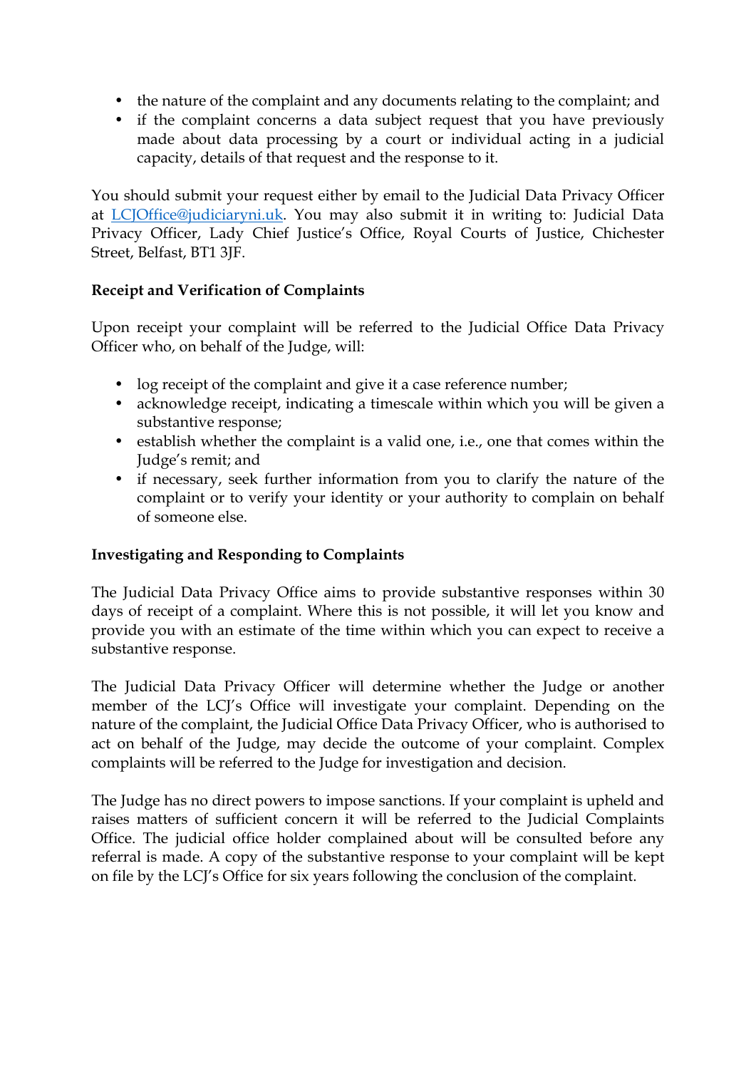- the nature of the complaint and any documents relating to the complaint; and
- if the complaint concerns a data subject request that you have previously made about data processing by a court or individual acting in a judicial capacity, details of that request and the response to it.

You should submit your request either by email to the Judicial Data Privacy Officer at LCJOffice@judiciaryni.uk. You may also submit it in writing to: Judicial Data Privacy Officer, Lady Chief Justice's Office, Royal Courts of Justice, Chichester Street, Belfast, BT1 3JF.

**Receipt and Verification of Complaints**

Upon receipt your complaint will be referred to the Judicial Office Data Privacy Officer who, on behalf of the Judge, will:

- log receipt of the complaint and give it a case reference number;
- acknowledge receipt, indicating a timescale within which you will be given a substantive response;
- establish whether the complaint is a valid one, i.e., one that comes within the Judge's remit; and
- if necessary, seek further information from you to clarify the nature of the complaint or to verify your identity or your authority to complain on behalf of someone else.

**Investigating and Responding to Complaints**

The Judicial Data Privacy Office aims to provide substantive responses within 30 days of receipt of a complaint. Where this is not possible, it will let you know and provide you with an estimate of the time within which you can expect to receive a substantive response.

The Judicial Data Privacy Officer will determine whether the Judge or another member of the LCJ's Office will investigate your complaint. Depending on the nature of the complaint, the Judicial Office Data Privacy Officer, who is authorised to act on behalf of the Judge, may decide the outcome of your complaint. Complex complaints will be referred to the Judge for investigation and decision.

The Judge has no direct powers to impose sanctions. If your complaint is upheld and raises matters of sufficient concern it will be referred to the Judicial Complaints Office. The judicial office holder complained about will be consulted before any referral is made. A copy of the substantive response to your complaint will be kept on file by the LCJ's Office for six years following the conclusion of the complaint.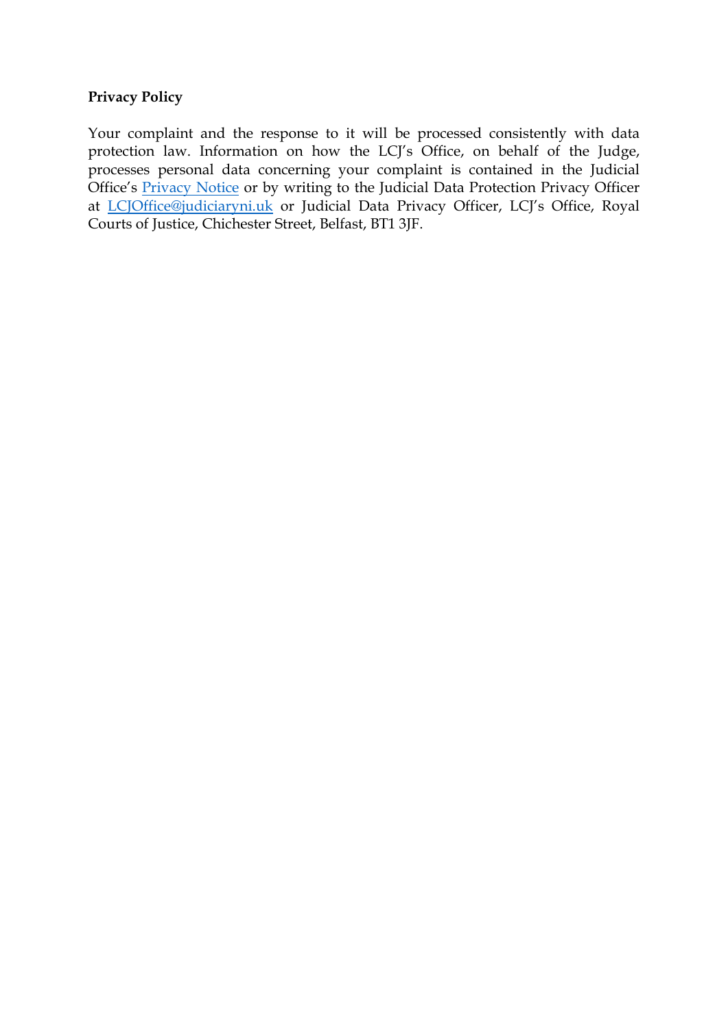**Privacy Policy**

Your complaint and the response to it will be processed consistently with data protection law. Information on how the LCJ's Office, on behalf of the Judge, processes personal data concerning your complaint is contained in the Judicial Office's Privacy Notice or by writing to the Judicial Data Protection Privacy Officer at LCJOffice@judiciaryni.uk or Judicial Data Privacy Officer, LCJ's Office, Royal Courts of Justice, Chichester Street, Belfast, BT1 3JF.